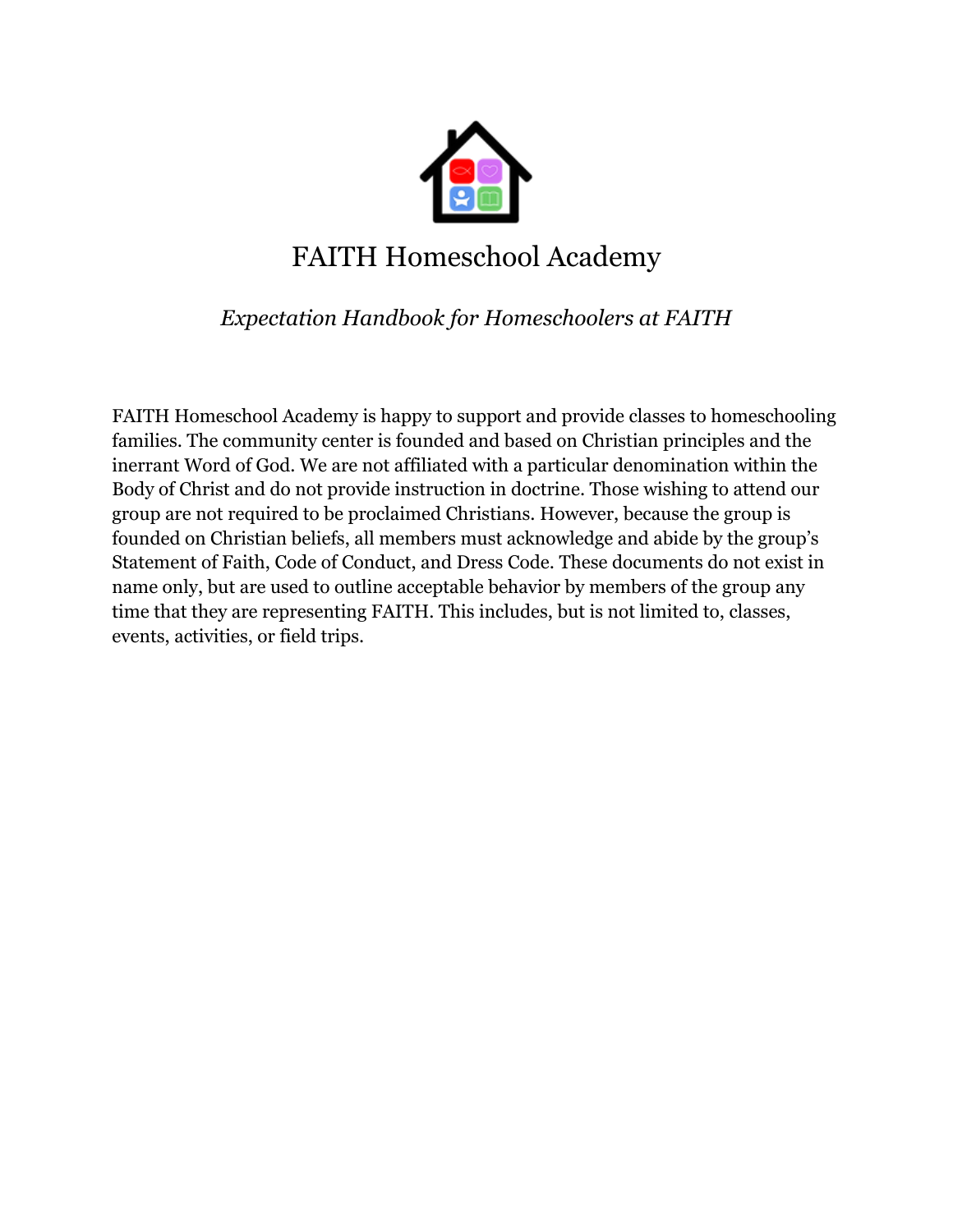# FAITH Homeschool Academy

*Expectation Handbook for Homeschoolers at FAITH*

FAITH Homeschool Academy is happy to support and provide classes to homeschooling families. The community center is founded and based on Christian principles and the inerrant Word of God. We are not affiliated with a particular denomination within the Body of Christ and do not provide instruction in doctrine. Those wishing to attend our group are not required to be proclaimed Christians. However, because the group is founded on Christian beliefs, all members must acknowledge and abide by the group's Statement of Faith, Code of Conduct, and Dress Code. These documents do not exist in name only, but are used to outline acceptable behavior by members of the group any time that they are representing FAITH. This includes, but is not limited to, classes, events, activities, or field trips.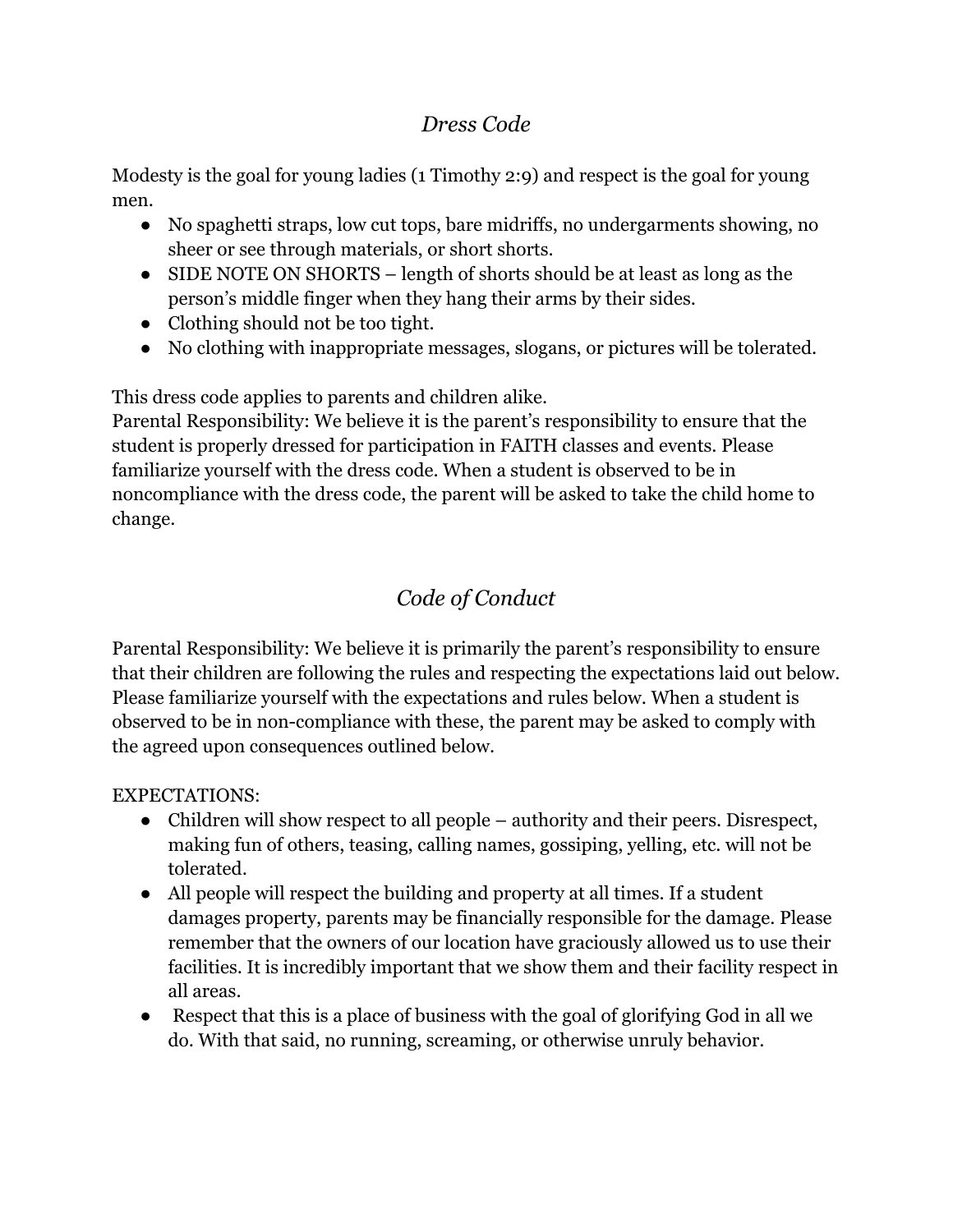## *Dress Code*

Modesty is the goal for young ladies (1 Timothy 2:9) and respect is the goal for young men.

- No spaghetti straps, low cut tops, bare midriffs, no undergarments showing, no sheer or see through materials, or short shorts.
- SIDE NOTE ON SHORTS – length of shorts should be at least as long as the person's middle finger when they hang their arms by their sides.
- Clothing should not be too tight.
- No clothing with inappropriate messages, slogans, or pictures will be tolerated.

This dress code applies to parents and children alike.
Parental Responsibility: We believe it is the parent's responsibility to ensure that the student is properly dressed for participation in FAITH classes and events. Please familiarize yourself with the dress code. When a student is observed to be in noncompliance with the dress code, the parent will be asked to take the child home to change.

## *Code of Conduct*

Parental Responsibility: We believe it is primarily the parent's responsibility to ensure that their children are following the rules and respecting the expectations laid out below. Please familiarize yourself with the expectations and rules below. When a student is observed to be in non-compliance with these, the parent may be asked to comply with the agreed upon consequences outlined below.

EXPECTATIONS:

- Children will show respect to all people – authority and their peers. Disrespect, making fun of others, teasing, calling names, gossiping, yelling, etc. will not be tolerated.
- All people will respect the building and property at all times. If a student damages property, parents may be financially responsible for the damage. Please remember that the owners of our location have graciously allowed us to use their facilities. It is incredibly important that we show them and their facility respect in all areas.
- Respect that this is a place of business with the goal of glorifying God in all we do. With that said, no running, screaming, or otherwise unruly behavior.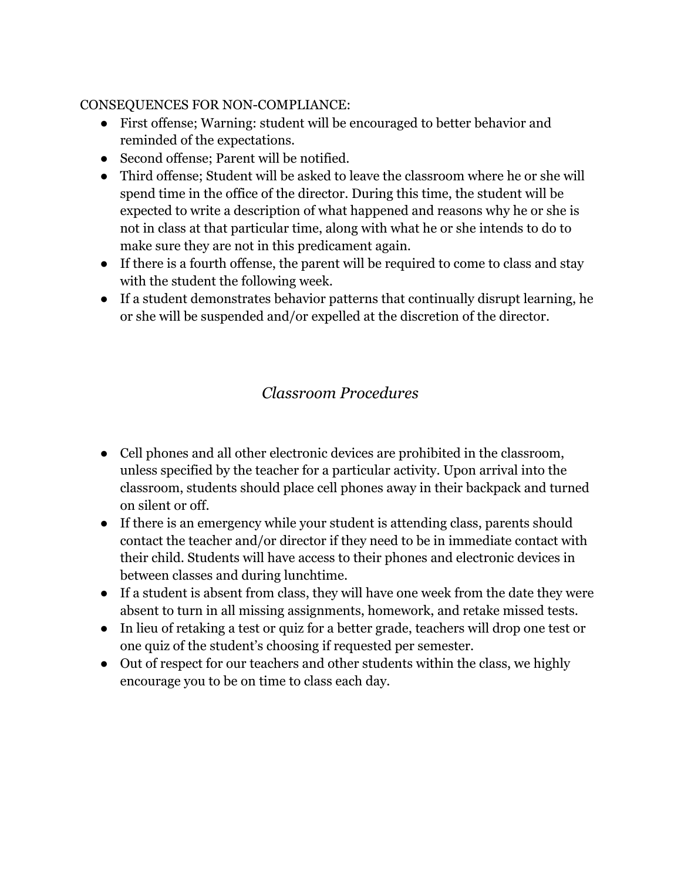CONSEQUENCES FOR NON-COMPLIANCE:

- First offense; Warning: student will be encouraged to better behavior and reminded of the expectations.
- Second offense; Parent will be notified.
- Third offense; Student will be asked to leave the classroom where he or she will spend time in the office of the director. During this time, the student will be expected to write a description of what happened and reasons why he or she is not in class at that particular time, along with what he or she intends to do to make sure they are not in this predicament again.
- If there is a fourth offense, the parent will be required to come to class and stay with the student the following week.
- If a student demonstrates behavior patterns that continually disrupt learning, he or she will be suspended and/or expelled at the discretion of the director.

## *Classroom Procedures*

- Cell phones and all other electronic devices are prohibited in the classroom, unless specified by the teacher for a particular activity. Upon arrival into the classroom, students should place cell phones away in their backpack and turned on silent or off.
- If there is an emergency while your student is attending class, parents should contact the teacher and/or director if they need to be in immediate contact with their child. Students will have access to their phones and electronic devices in between classes and during lunchtime.
- If a student is absent from class, they will have one week from the date they were absent to turn in all missing assignments, homework, and retake missed tests.
- In lieu of retaking a test or quiz for a better grade, teachers will drop one test or one quiz of the student's choosing if requested per semester.
- Out of respect for our teachers and other students within the class, we highly encourage you to be on time to class each day.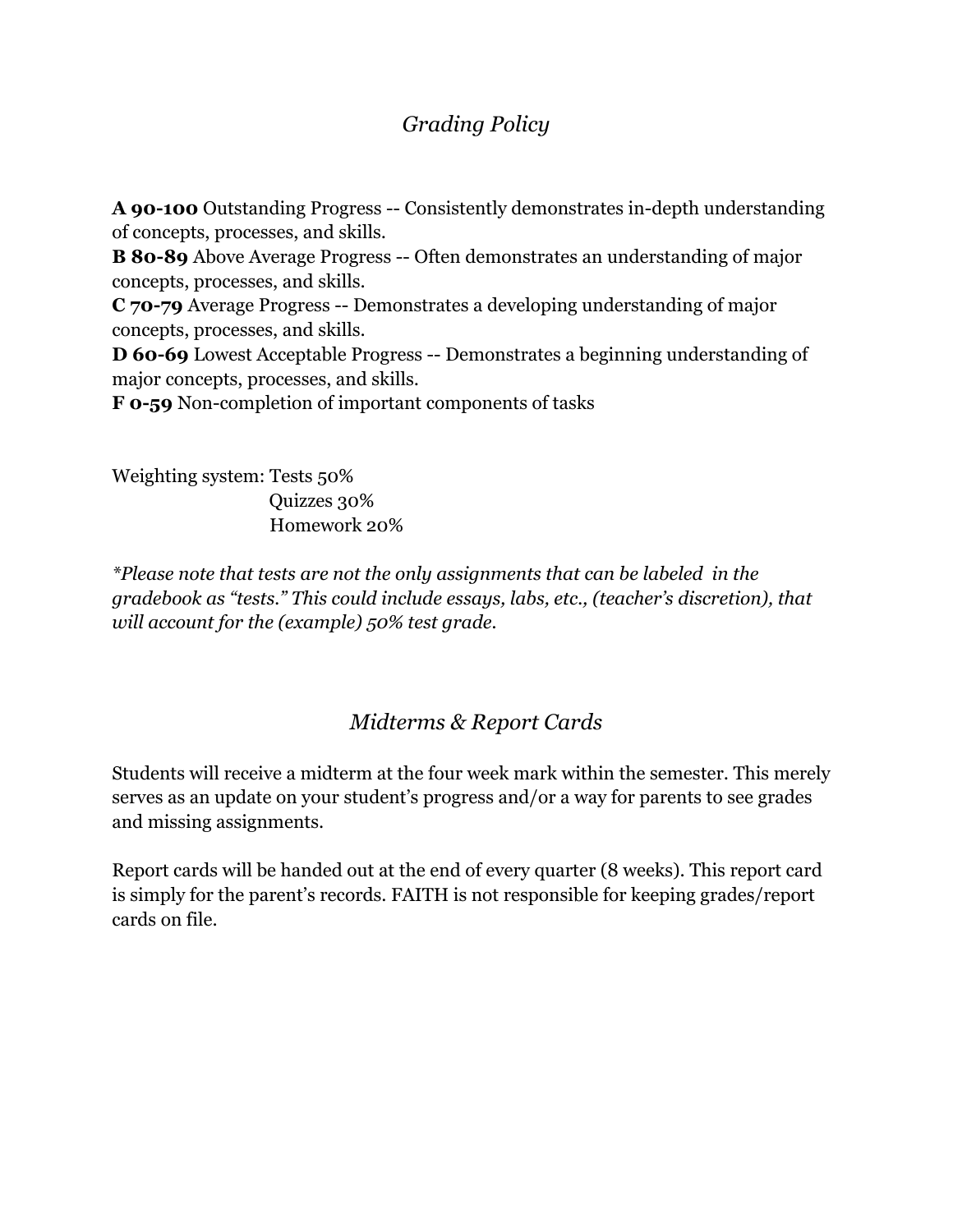## *Grading Policy*

**A 90-100** Outstanding Progress -- Consistently demonstrates in-depth understanding of concepts, processes, and skills.
**B 80-89** Above Average Progress -- Often demonstrates an understanding of major concepts, processes, and skills.
**C 70-79** Average Progress -- Demonstrates a developing understanding of major concepts, processes, and skills.
**D 60-69** Lowest Acceptable Progress -- Demonstrates a beginning understanding of major concepts, processes, and skills.
**F 0-59** Non-completion of important components of tasks

Weighting system: Tests 50%
Quizzes 30%
Homework 20%

*\*Please note that tests are not the only assignments that can be labeled in the gradebook as "tests." This could include essays, labs, etc., (teacher's discretion), that will account for the (example) 50% test grade.*

## *Midterms & Report Cards*

Students will receive a midterm at the four week mark within the semester. This merely serves as an update on your student's progress and/or a way for parents to see grades and missing assignments.

Report cards will be handed out at the end of every quarter (8 weeks). This report card is simply for the parent's records. FAITH is not responsible for keeping grades/report cards on file.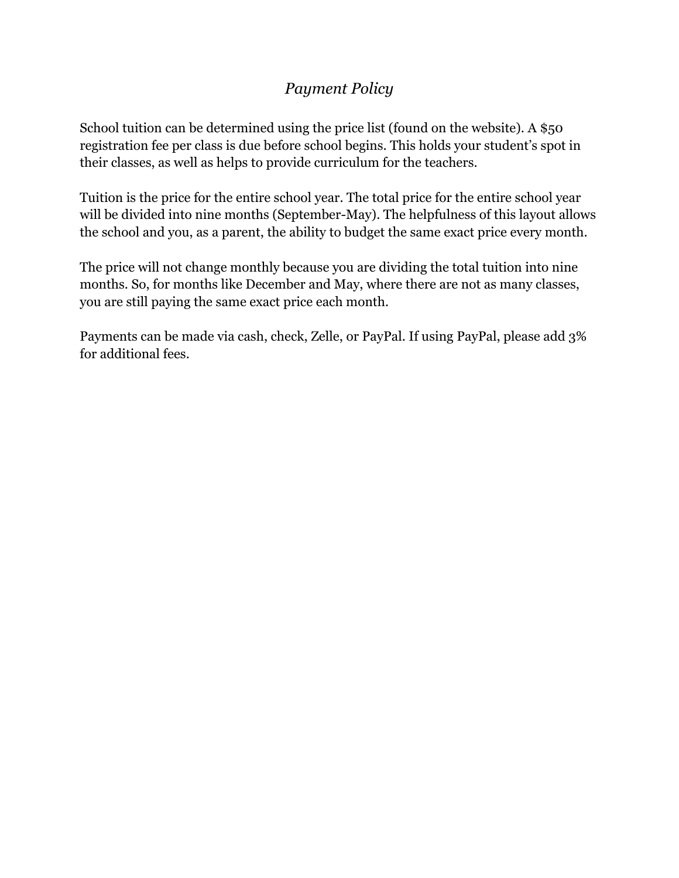## *Payment Policy*

School tuition can be determined using the price list (found on the website). A $50 registration fee per class is due before school begins. This holds your student's spot in their classes, as well as helps to provide curriculum for the teachers.

Tuition is the price for the entire school year. The total price for the entire school year will be divided into nine months (September-May). The helpfulness of this layout allows the school and you, as a parent, the ability to budget the same exact price every month.

The price will not change monthly because you are dividing the total tuition into nine months. So, for months like December and May, where there are not as many classes, you are still paying the same exact price each month.

Payments can be made via cash, check, Zelle, or PayPal. If using PayPal, please add 3% for additional fees.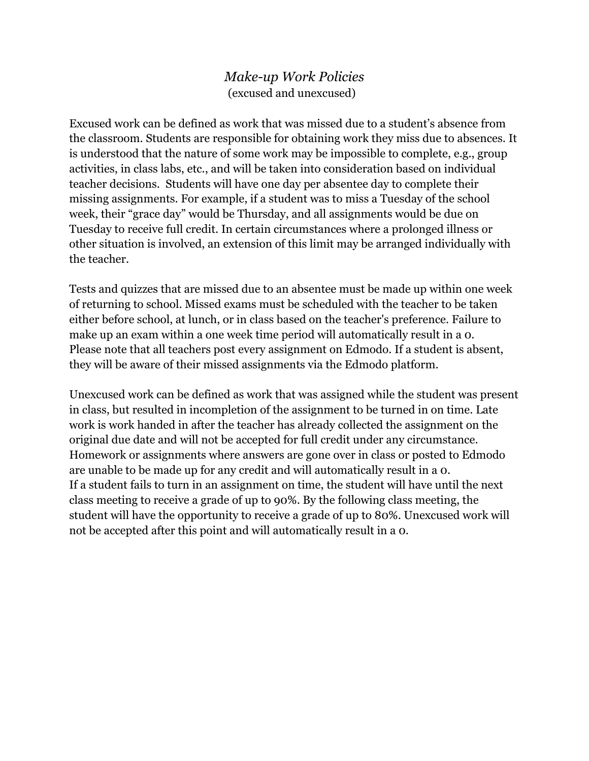*Make-up Work Policies*

(excused and unexcused)

Excused work can be defined as work that was missed due to a student's absence from the classroom. Students are responsible for obtaining work they miss due to absences. It is understood that the nature of some work may be impossible to complete, e.g., group activities, in class labs, etc., and will be taken into consideration based on individual teacher decisions. Students will have one day per absentee day to complete their missing assignments. For example, if a student was to miss a Tuesday of the school week, their "grace day" would be Thursday, and all assignments would be due on Tuesday to receive full credit. In certain circumstances where a prolonged illness or other situation is involved, an extension of this limit may be arranged individually with the teacher.

Tests and quizzes that are missed due to an absentee must be made up within one week of returning to school. Missed exams must be scheduled with the teacher to be taken either before school, at lunch, or in class based on the teacher's preference. Failure to make up an exam within a one week time period will automatically result in a 0. Please note that all teachers post every assignment on Edmodo. If a student is absent, they will be aware of their missed assignments via the Edmodo platform.

Unexcused work can be defined as work that was assigned while the student was present in class, but resulted in incompletion of the assignment to be turned in on time. Late work is work handed in after the teacher has already collected the assignment on the original due date and will not be accepted for full credit under any circumstance. Homework or assignments where answers are gone over in class or posted to Edmodo are unable to be made up for any credit and will automatically result in a 0.
If a student fails to turn in an assignment on time, the student will have until the next class meeting to receive a grade of up to 90%. By the following class meeting, the student will have the opportunity to receive a grade of up to 80%. Unexcused work will not be accepted after this point and will automatically result in a 0.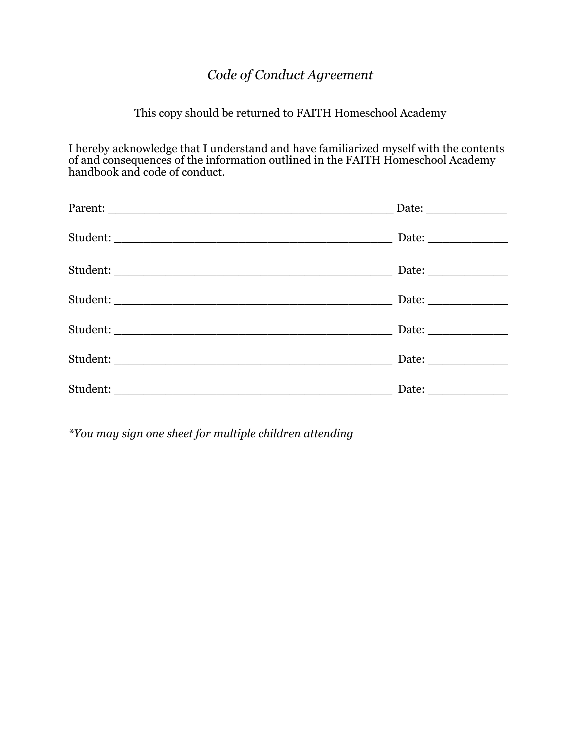*Code of Conduct Agreement*

This copy should be returned to FAITH Homeschool Academy

I hereby acknowledge that I understand and have familiarized myself with the contents of and consequences of the information outlined in the FAITH Homeschool Academy handbook and code of conduct.

Parent: ________________________________________ Date: ___________

Student: _______________________________________ Date: ___________

Student: _______________________________________ Date: ___________

Student: _______________________________________ Date: ___________

Student: _______________________________________ Date: ___________

Student: _______________________________________ Date: ___________

Student: _______________________________________ Date: ___________

**You may sign one sheet for multiple children attending*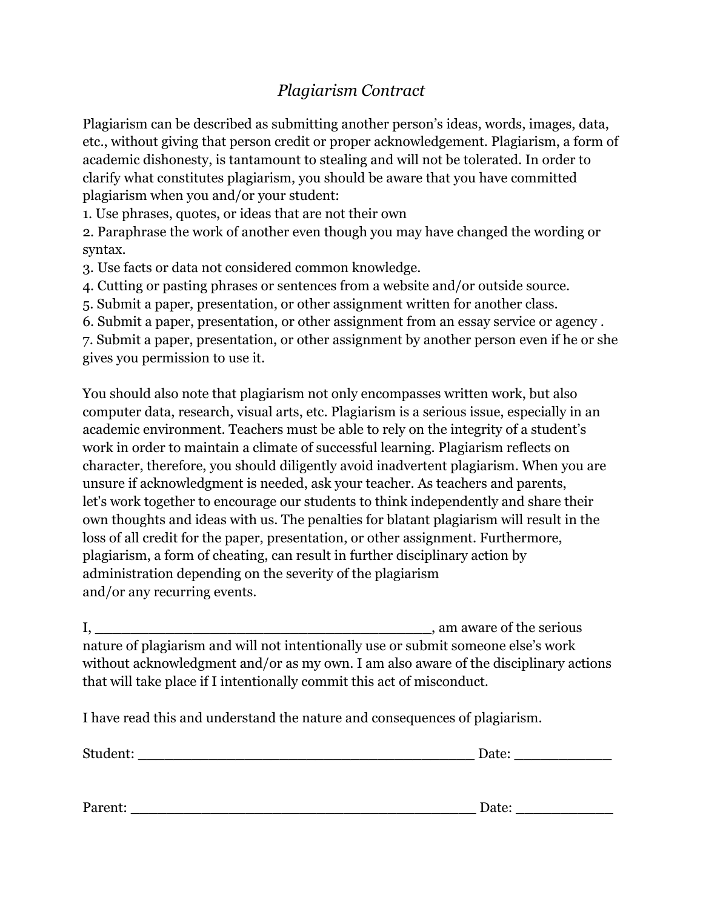# *Plagiarism Contract*

Plagiarism can be described as submitting another person's ideas, words, images, data, etc., without giving that person credit or proper acknowledgement. Plagiarism, a form of academic dishonesty, is tantamount to stealing and will not be tolerated. In order to clarify what constitutes plagiarism, you should be aware that you have committed plagiarism when you and/or your student:

1. Use phrases, quotes, or ideas that are not their own
2. Paraphrase the work of another even though you may have changed the wording or syntax.
3. Use facts or data not considered common knowledge.
4. Cutting or pasting phrases or sentences from a website and/or outside source.
5. Submit a paper, presentation, or other assignment written for another class.
6. Submit a paper, presentation, or other assignment from an essay service or agency .
7. Submit a paper, presentation, or other assignment by another person even if he or she gives you permission to use it.

You should also note that plagiarism not only encompasses written work, but also computer data, research, visual arts, etc. Plagiarism is a serious issue, especially in an academic environment. Teachers must be able to rely on the integrity of a student's work in order to maintain a climate of successful learning. Plagiarism reflects on character, therefore, you should diligently avoid inadvertent plagiarism. When you are unsure if acknowledgment is needed, ask your teacher. As teachers and parents, let's work together to encourage our students to think independently and share their own thoughts and ideas with us. The penalties for blatant plagiarism will result in the loss of all credit for the paper, presentation, or other assignment. Furthermore, plagiarism, a form of cheating, can result in further disciplinary action by administration depending on the severity of the plagiarism and/or any recurring events.

I, ________________________________________, am aware of the serious nature of plagiarism and will not intentionally use or submit someone else's work without acknowledgment and/or as my own. I am also aware of the disciplinary actions that will take place if I intentionally commit this act of misconduct.

I have read this and understand the nature and consequences of plagiarism.

Student: ________________________________________ Date: ____________

Parent: __________________________________________ Date: ____________